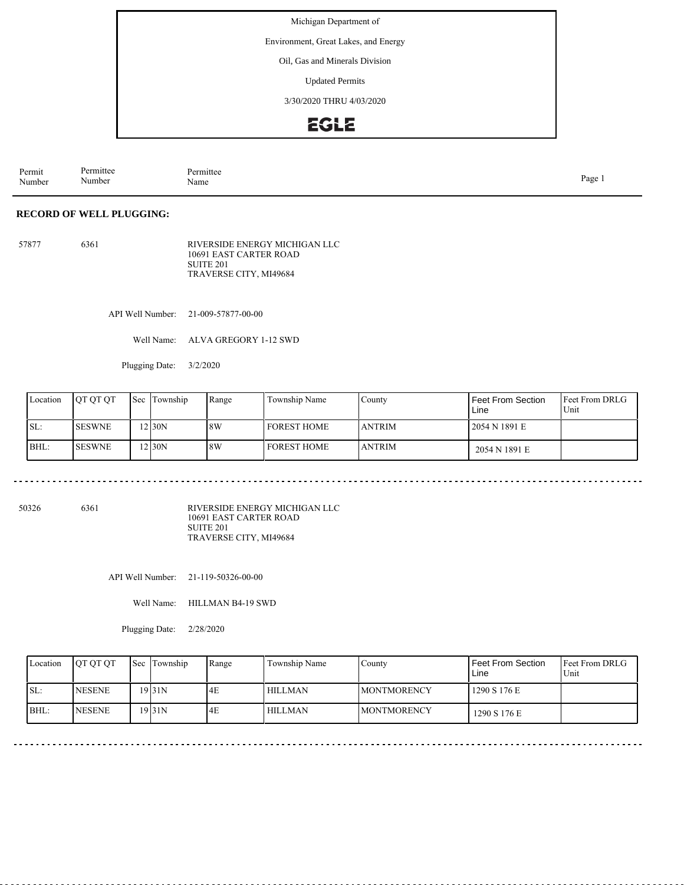Michigan Department of

Environment, Great Lakes, and Energy

Oil, Gas and Minerals Division

Updated Permits

3/30/2020 THRU 4/03/2020

EGLE

| Permit Number | Permittee Number | Permittee Name |
|---|---|---|

**RECORD OF WELL PLUGGING:**

57877 6361 RIVERSIDE ENERGY MICHIGAN LLC
10691 EAST CARTER ROAD
SUITE 201
TRAVERSE CITY, MI49684

API Well Number: 21-009-57877-00-00

Well Name: ALVA GREGORY 1-12 SWD

Plugging Date: 3/2/2020

| Location | QT QT QT | Sec | Township | Range | Township Name | County | Feet From Section Line | Feet From DRLG Unit |
|---|---|---|---|---|---|---|---|---|
| SL: | SESWNE | 12 | 30N | 8W | FOREST HOME | ANTRIM | 2054 N 1891 E | |
| BHL: | SESWNE | 12 | 30N | 8W | FOREST HOME | ANTRIM | 2054 N 1891 E | |

50326 6361 RIVERSIDE ENERGY MICHIGAN LLC
10691 EAST CARTER ROAD
SUITE 201
TRAVERSE CITY, MI49684

API Well Number: 21-119-50326-00-00

Well Name: HILLMAN B4-19 SWD

Plugging Date: 2/28/2020

| Location | QT QT QT | Sec | Township | Range | Township Name | County | Feet From Section Line | Feet From DRLG Unit |
|---|---|---|---|---|---|---|---|---|
| SL: | NESENE | 19 | 31N | 4E | HILLMAN | MONTMORENCY | 1290 S 176 E | |
| BHL: | NESENE | 19 | 31N | 4E | HILLMAN | MONTMORENCY | 1290 S 176 E | |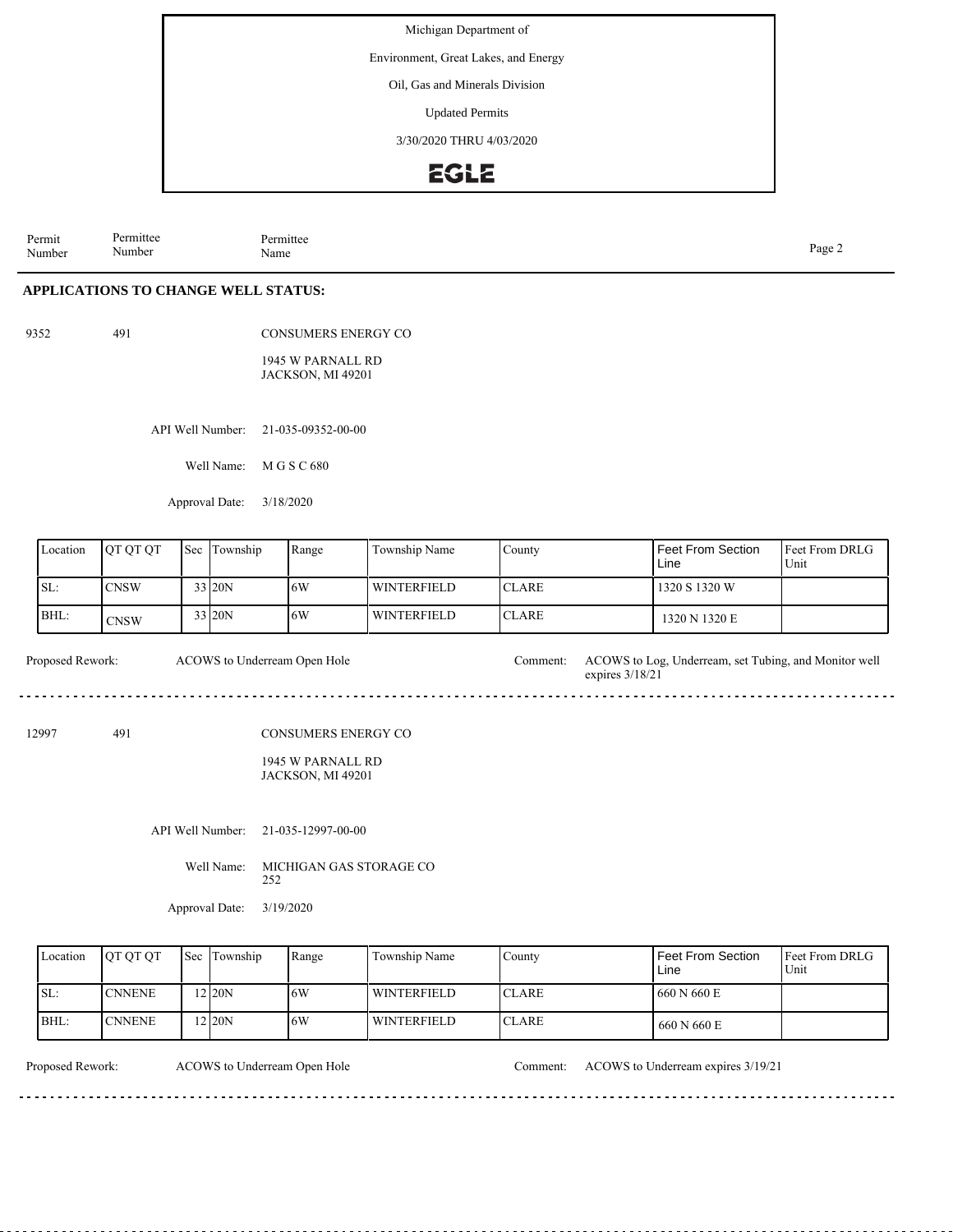Michigan Department of

Environment, Great Lakes, and Energy

Oil, Gas and Minerals Division

Updated Permits

3/30/2020 THRU 4/03/2020

EGLE

| Permit Number | Permittee Number | Permittee Name |
|---|---|---|

## APPLICATIONS TO CHANGE WELL STATUS:

9352 491 CONSUMERS ENERGY CO

1945 W PARNALL RD
JACKSON, MI 49201

API Well Number: 21-035-09352-00-00

Well Name: M G S C 680

Approval Date: 3/18/2020

| Location | QT QT QT | Sec | Township | Range | Township Name | County | Feet From Section Line | Feet From DRLG Unit |
|---|---|---|---|---|---|---|---|---|
| SL: | CNSW | 33 | 20N | 6W | WINTERFIELD | CLARE | 1320 S 1320 W | |
| BHL: | CNSW | 33 | 20N | 6W | WINTERFIELD | CLARE | 1320 N 1320 E | |

Proposed Rework: ACOWS to Underream Open Hole

Comment: ACOWS to Log, Underream, set Tubing, and Monitor well expires 3/18/21

---

12997 491 CONSUMERS ENERGY CO

1945 W PARNALL RD
JACKSON, MI 49201

API Well Number: 21-035-12997-00-00

Well Name: MICHIGAN GAS STORAGE CO 252

Approval Date: 3/19/2020

| Location | QT QT QT | Sec | Township | Range | Township Name | County | Feet From Section Line | Feet From DRLG Unit |
|---|---|---|---|---|---|---|---|---|
| SL: | CNNENE | 12 | 20N | 6W | WINTERFIELD | CLARE | 660 N 660 E | |
| BHL: | CNNENE | 12 | 20N | 6W | WINTERFIELD | CLARE | 660 N 660 E | |

Proposed Rework: ACOWS to Underream Open Hole

Comment: ACOWS to Underream expires 3/19/21

---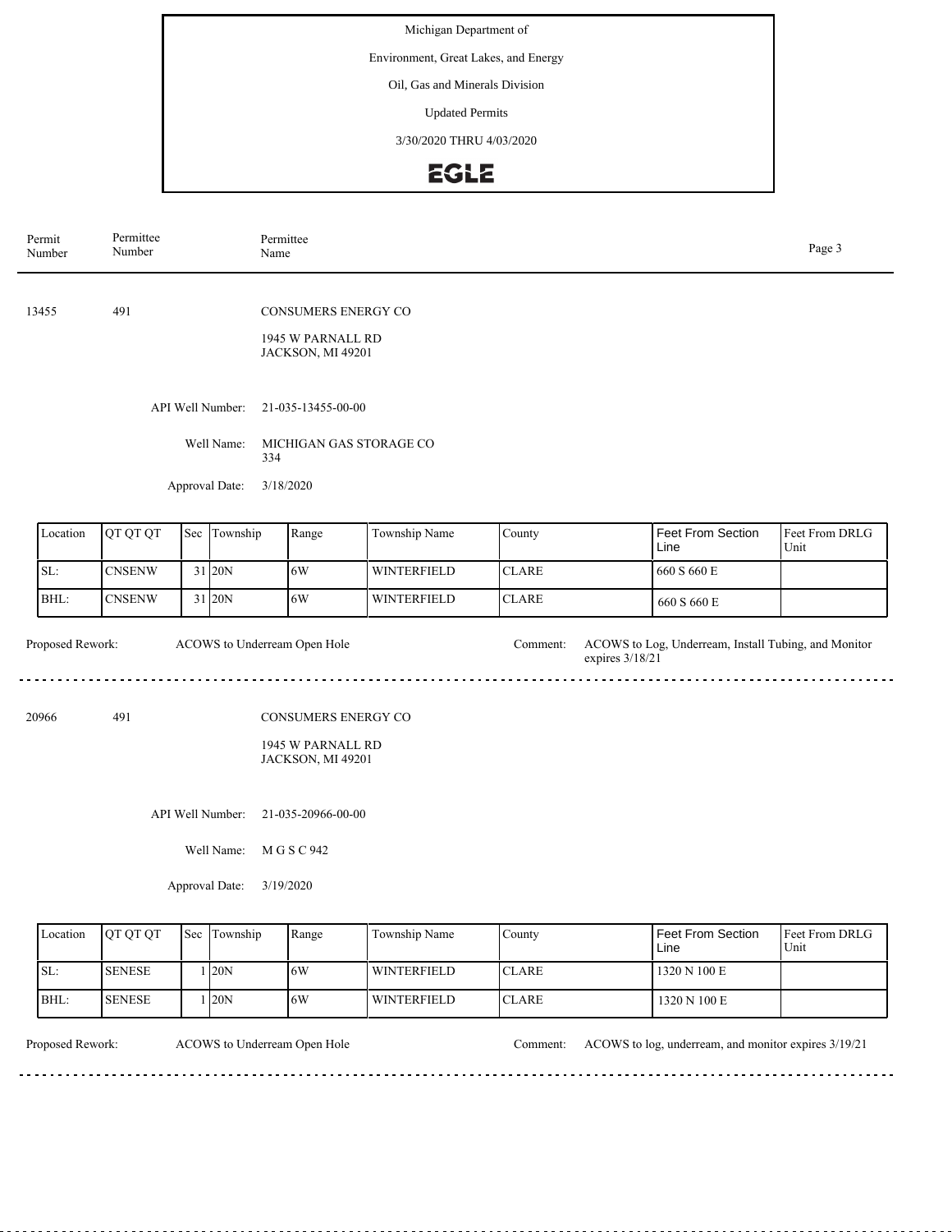Michigan Department of

Environment, Great Lakes, and Energy

Oil, Gas and Minerals Division

Updated Permits

3/30/2020 THRU 4/03/2020

EGLE

| Permit Number | Permittee Number | Permittee Name |
|---|---|---|

---

13455 491 CONSUMERS ENERGY CO

1945 W PARNALL RD
JACKSON, MI 49201

API Well Number: 21-035-13455-00-00

Well Name: MICHIGAN GAS STORAGE CO 334

Approval Date: 3/18/2020

| Location | QT QT QT | Sec | Township | Range | Township Name | County | Feet From Section Line | Feet From DRLG Unit |
|---|---|---|---|---|---|---|---|---|
| SL: | CNSENW | 31 | 20N | 6W | WINTERFIELD | CLARE | 660 S 660 E | |
| BHL: | CNSENW | 31 | 20N | 6W | WINTERFIELD | CLARE | 660 S 660 E | |

Proposed Rework: ACOWS to Underream Open Hole

Comment: ACOWS to Log, Underream, Install Tubing, and Monitor expires 3/18/21

---

20966 491 CONSUMERS ENERGY CO

1945 W PARNALL RD
JACKSON, MI 49201

API Well Number: 21-035-20966-00-00

Well Name: M G S C 942

Approval Date: 3/19/2020

| Location | QT QT QT | Sec | Township | Range | Township Name | County | Feet From Section Line | Feet From DRLG Unit |
|---|---|---|---|---|---|---|---|---|
| SL: | SENESE | 1 | 20N | 6W | WINTERFIELD | CLARE | 1320 N 100 E | |
| BHL: | SENESE | 1 | 20N | 6W | WINTERFIELD | CLARE | 1320 N 100 E | |

Proposed Rework: ACOWS to Underream Open Hole

Comment: ACOWS to log, underream, and monitor expires 3/19/21

---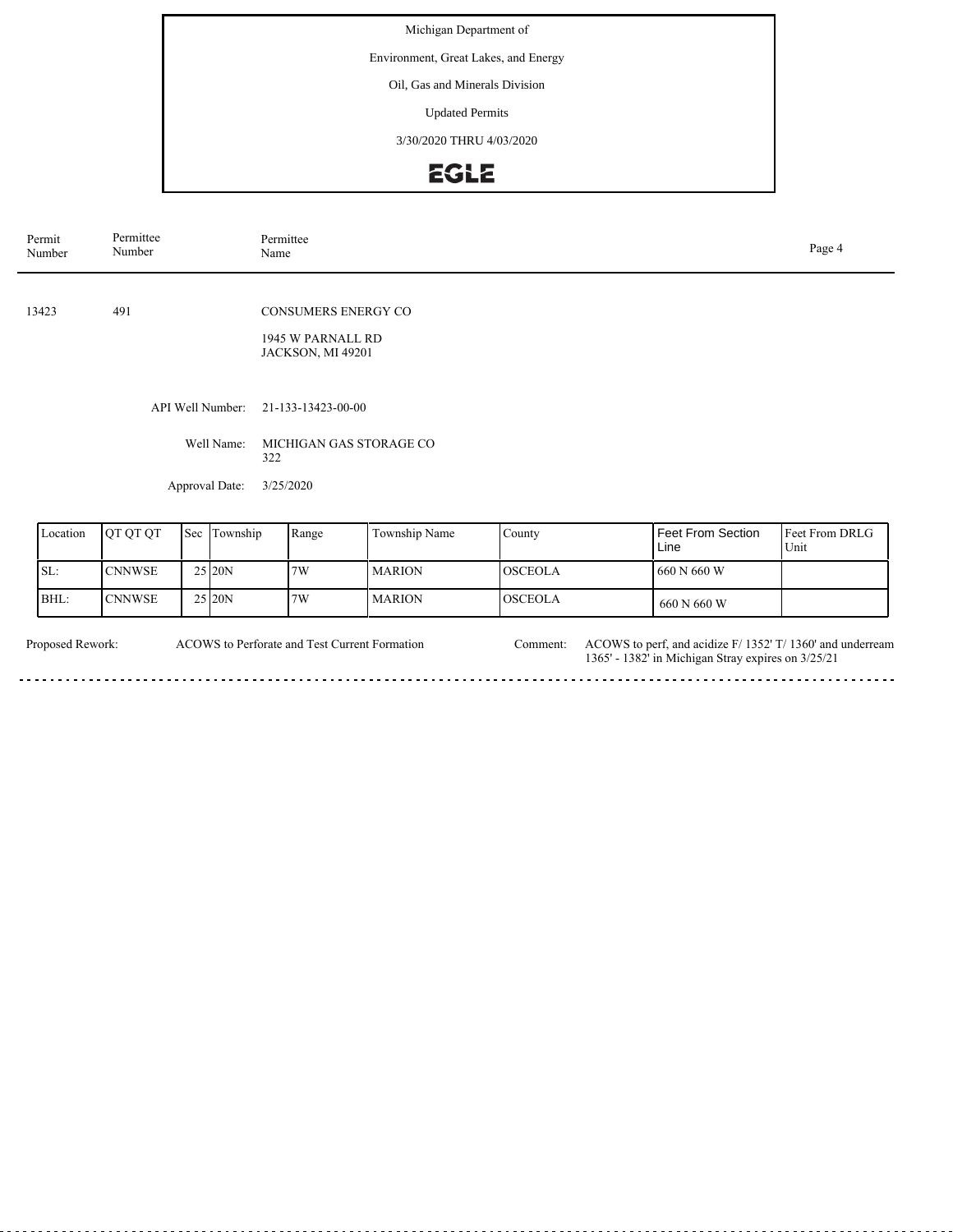Michigan Department of

Environment, Great Lakes, and Energy

Oil, Gas and Minerals Division

Updated Permits

3/30/2020 THRU 4/03/2020

EGLE

| Permit Number | Permittee Number | Permittee Name |
|---|---|---|
| 13423 | 491 | CONSUMERS ENERGY CO<br>1945 W PARNALL RD<br>JACKSON, MI 49201 |

API Well Number: 21-133-13423-00-00

Well Name: MICHIGAN GAS STORAGE CO 322

Approval Date: 3/25/2020

| Location | QT QT QT | Sec | Township | Range | Township Name | County | Feet From Section Line | Feet From DRLG Unit |
|---|---|---|---|---|---|---|---|---|
| SL: | CNNWSE | 25 | 20N | 7W | MARION | OSCEOLA | 660 N 660 W | |
| BHL: | CNNWSE | 25 | 20N | 7W | MARION | OSCEOLA | 660 N 660 W | |

Proposed Rework: ACOWS to Perforate and Test Current Formation

Comment: ACOWS to perf, and acidize F/ 1352' T/ 1360' and underream 1365' - 1382' in Michigan Stray expires on 3/25/21